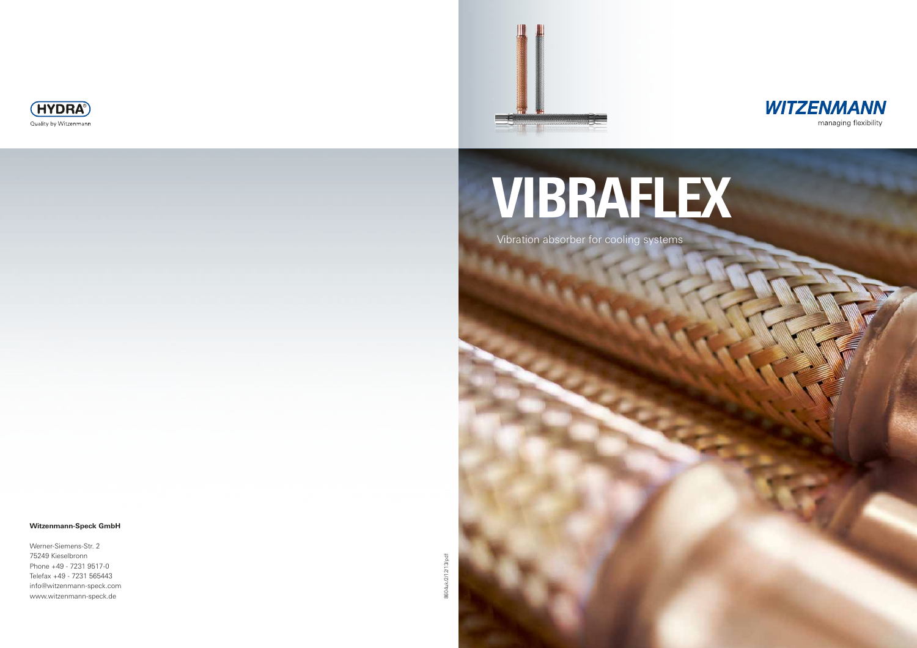HYDRA®

Quality by Witzenmann

WITZENMANN

managing flexibility

# VIBRAFLEX

Vibration absorber for cooling systems

**Witzenmann-Speck GmbH**

Werner-Siemens-Str. 2
75249 Kieselbronn
Phone +49 - 7231 9517-0
Telefax +49 - 7231 565443
info@witzenmann-speck.com
www.witzenmann-speck.de

8604uk/2/12/13/pdf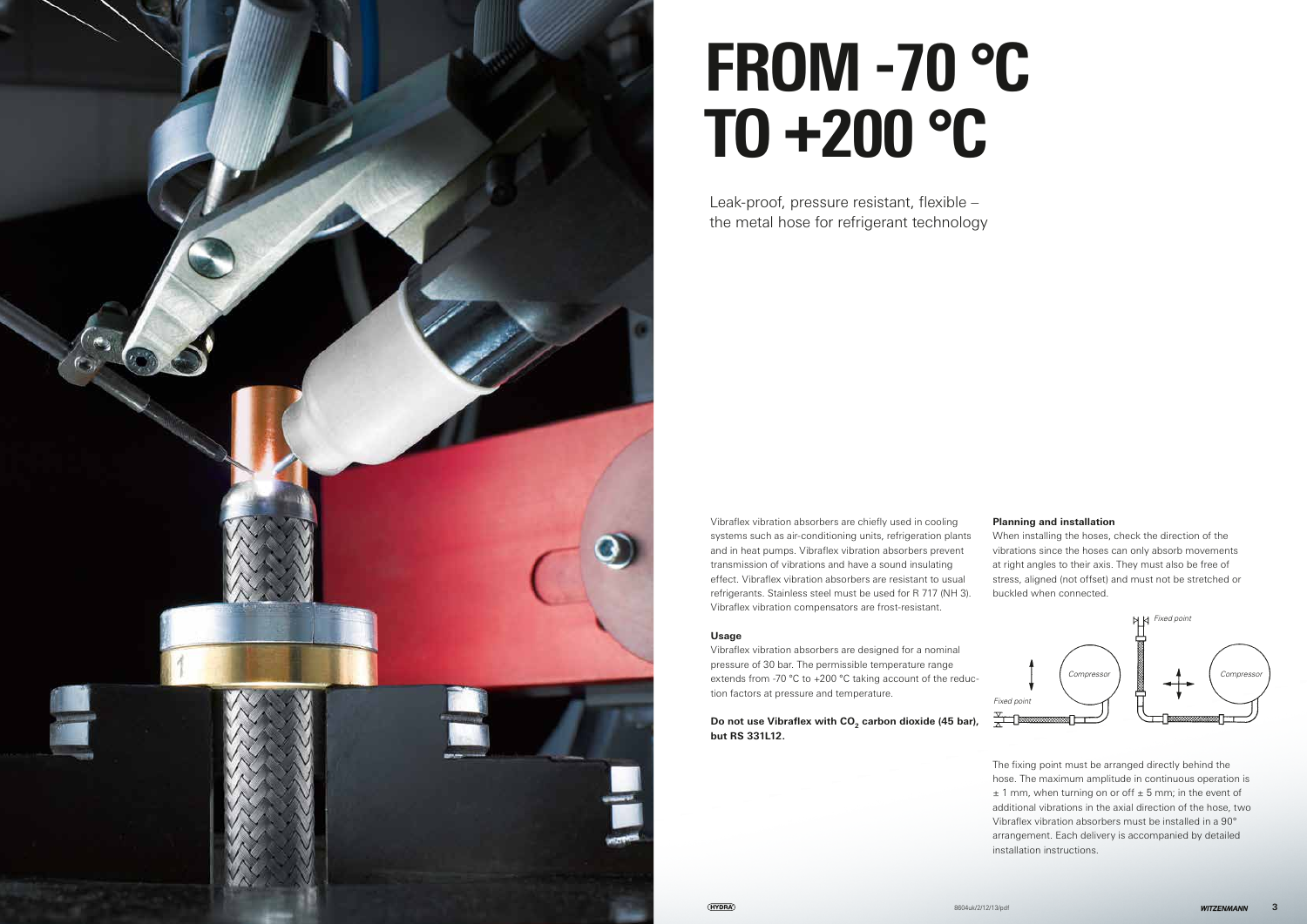# FROM -70 °C TO +200 °C

Leak-proof, pressure resistant, flexible – the metal hose for refrigerant technology

Vibraflex vibration absorbers are chiefly used in cooling systems such as air-conditioning units, refrigeration plants and in heat pumps. Vibraflex vibration absorbers prevent transmission of vibrations and have a sound insulating effect. Vibraflex vibration absorbers are resistant to usual refrigerants. Stainless steel must be used for R 717 (NH 3). Vibraflex vibration compensators are frost-resistant.

**Usage**

Vibraflex vibration absorbers are designed for a nominal pressure of 30 bar. The permissible temperature range extends from -70 °C to +200 °C taking account of the reduction factors at pressure and temperature.

**Do not use Vibraflex with $CO_2$ carbon dioxide (45 bar), but RS 331L12.**

**Planning and installation**

When installing the hoses, check the direction of the vibrations since the hoses can only absorb movements at right angles to their axis. They must also be free of stress, aligned (not offset) and must not be stretched or buckled when connected.

*Fixed point* — *Compressor* — *Fixed point* — *Compressor*

The fixing point must be arranged directly behind the hose. The maximum amplitude in continuous operation is ± 1 mm, when turning on or off ± 5 mm; in the event of additional vibrations in the axial direction of the hose, two Vibraflex vibration absorbers must be installed in a 90° arrangement. Each delivery is accompanied by detailed installation instructions.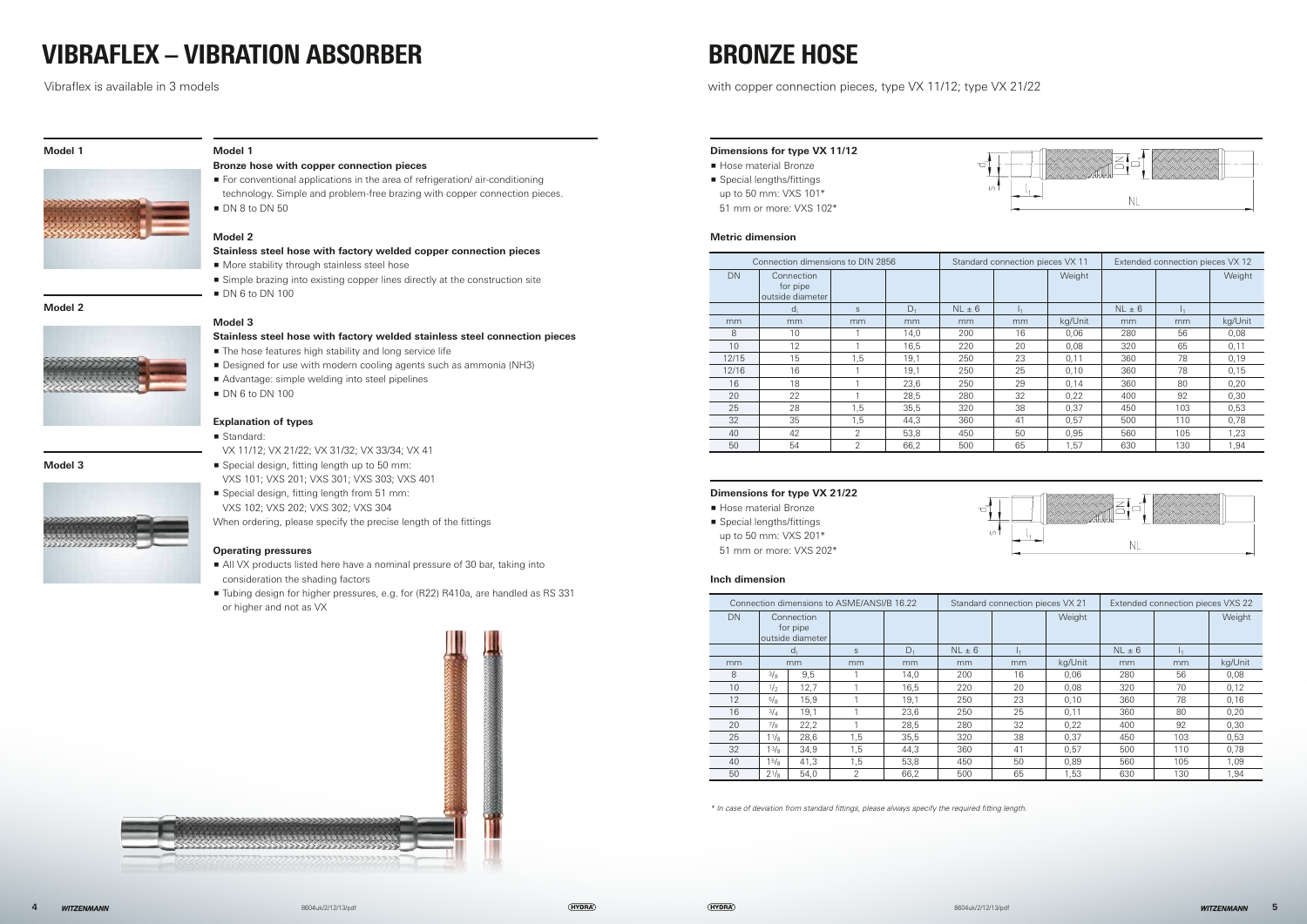# VIBRAFLEX – VIBRATION ABSORBER

Vibraflex is available in 3 models

**Model 1**

**Model 2**

**Model 3**

### Model 1

**Bronze hose with copper connection pieces**

- For conventional applications in the area of refrigeration/ air-conditioning technology. Simple and problem-free brazing with copper connection pieces.
- DN 8 to DN 50

### Model 2

**Stainless steel hose with factory welded copper connection pieces**

- More stability through stainless steel hose
- Simple brazing into existing copper lines directly at the construction site
- DN 6 to DN 100

### Model 3

**Stainless steel hose with factory welded stainless steel connection pieces**

- The hose features high stability and long service life
- Designed for use with modern cooling agents such as ammonia (NH3)
- Advantage: simple welding into steel pipelines
- DN 6 to DN 100

### Explanation of types

- Standard:
  VX 11/12; VX 21/22; VX 31/32; VX 33/34; VX 41
- Special design, fitting length up to 50 mm:
  VXS 101; VXS 201; VXS 301; VXS 303; VXS 401
- Special design, fitting length from 51 mm:
  VXS 102; VXS 202; VXS 302; VXS 304

When ordering, please specify the precise length of the fittings

### Operating pressures

- All VX products listed here have a nominal pressure of 30 bar, taking into consideration the shading factors
- Tubing design for higher pressures, e.g. for (R22) R410a, are handled as RS 331 or higher and not as VX

# BRONZE HOSE

with copper connection pieces, type VX 11/12; type VX 21/22

### Dimensions for type VX 11/12

- Hose material Bronze
- Special lengths/fittings
  up to 50 mm: VXS 101*
  51 mm or more: VXS 102*

#### Metric dimension

| Connection dimensions to DIN 2856 | | | | Standard connection pieces VX 11 | | | Extended connection pieces VX 12 | | |
|---|---|---|---|---|---|---|---|---|---|
| DN | Connection for pipe outside diameter | | | | | Weight | | | Weight |
| | $d_i$ | s | $D_1$ | NL ± 6 | $l_1$ | | NL ± 6 | $l_1$ | |
| mm | mm | mm | mm | mm | mm | kg/Unit | mm | mm | kg/Unit |
| 8 | 10 | 1 | 14,0 | 200 | 16 | 0,06 | 280 | 56 | 0,08 |
| 10 | 12 | 1 | 16,5 | 220 | 20 | 0,08 | 320 | 65 | 0,11 |
| 12/15 | 15 | 1,5 | 19,1 | 250 | 23 | 0,11 | 360 | 78 | 0,19 |
| 12/16 | 16 | 1 | 19,1 | 250 | 25 | 0,10 | 360 | 78 | 0,15 |
| 16 | 18 | 1 | 23,6 | 250 | 29 | 0,14 | 360 | 80 | 0,20 |
| 20 | 22 | 1 | 28,5 | 280 | 32 | 0,22 | 400 | 92 | 0,30 |
| 25 | 28 | 1,5 | 35,5 | 320 | 38 | 0,37 | 450 | 103 | 0,53 |
| 32 | 35 | 1,5 | 44,3 | 360 | 41 | 0,57 | 500 | 110 | 0,78 |
| 40 | 42 | 2 | 53,8 | 450 | 50 | 0,95 | 560 | 105 | 1,23 |
| 50 | 54 | 2 | 66,2 | 500 | 65 | 1,57 | 630 | 130 | 1,94 |

### Dimensions for type VX 21/22

- Hose material Bronze
- Special lengths/fittings
  up to 50 mm: VXS 201*
  51 mm or more: VXS 202*

#### Inch dimension

| Connection dimensions to ASME/ANSI/B 16.22 | | | | | Standard connection pieces VX 21 | | | Extended connection pieces VXS 22 | | |
|---|---|---|---|---|---|---|---|---|---|---|
| DN | Connection for pipe outside diameter | | | | | | Weight | | | Weight |
| | $d_i$ | | s | $D_1$ | NL ± 6 | $l_1$ | | NL ± 6 | $l_1$ | |
| mm | mm | | mm | mm | mm | mm | kg/Unit | mm | mm | kg/Unit |
| 8 | 3/8 | 9,5 | 1 | 14,0 | 200 | 16 | 0,06 | 280 | 56 | 0,08 |
| 10 | 1/2 | 12,7 | 1 | 16,5 | 220 | 20 | 0,08 | 320 | 70 | 0,12 |
| 12 | 5/8 | 15,9 | 1 | 19,1 | 250 | 23 | 0,10 | 360 | 78 | 0,16 |
| 16 | 3/4 | 19,1 | 1 | 23,6 | 250 | 25 | 0,11 | 360 | 80 | 0,20 |
| 20 | 7/8 | 22,2 | 1 | 28,5 | 280 | 32 | 0,22 | 400 | 92 | 0,30 |
| 25 | 1 1/8 | 28,6 | 1,5 | 35,5 | 320 | 38 | 0,37 | 450 | 103 | 0,53 |
| 32 | 1 3/8 | 34,9 | 1,5 | 44,3 | 360 | 41 | 0,57 | 500 | 110 | 0,78 |
| 40 | 1 5/8 | 41,3 | 1,5 | 53,8 | 450 | 50 | 0,89 | 560 | 105 | 1,09 |
| 50 | 2 1/8 | 54,0 | 2 | 66,2 | 500 | 65 | 1,53 | 630 | 130 | 1,94 |

*\* In case of deviation from standard fittings, please always specify the required fitting length.*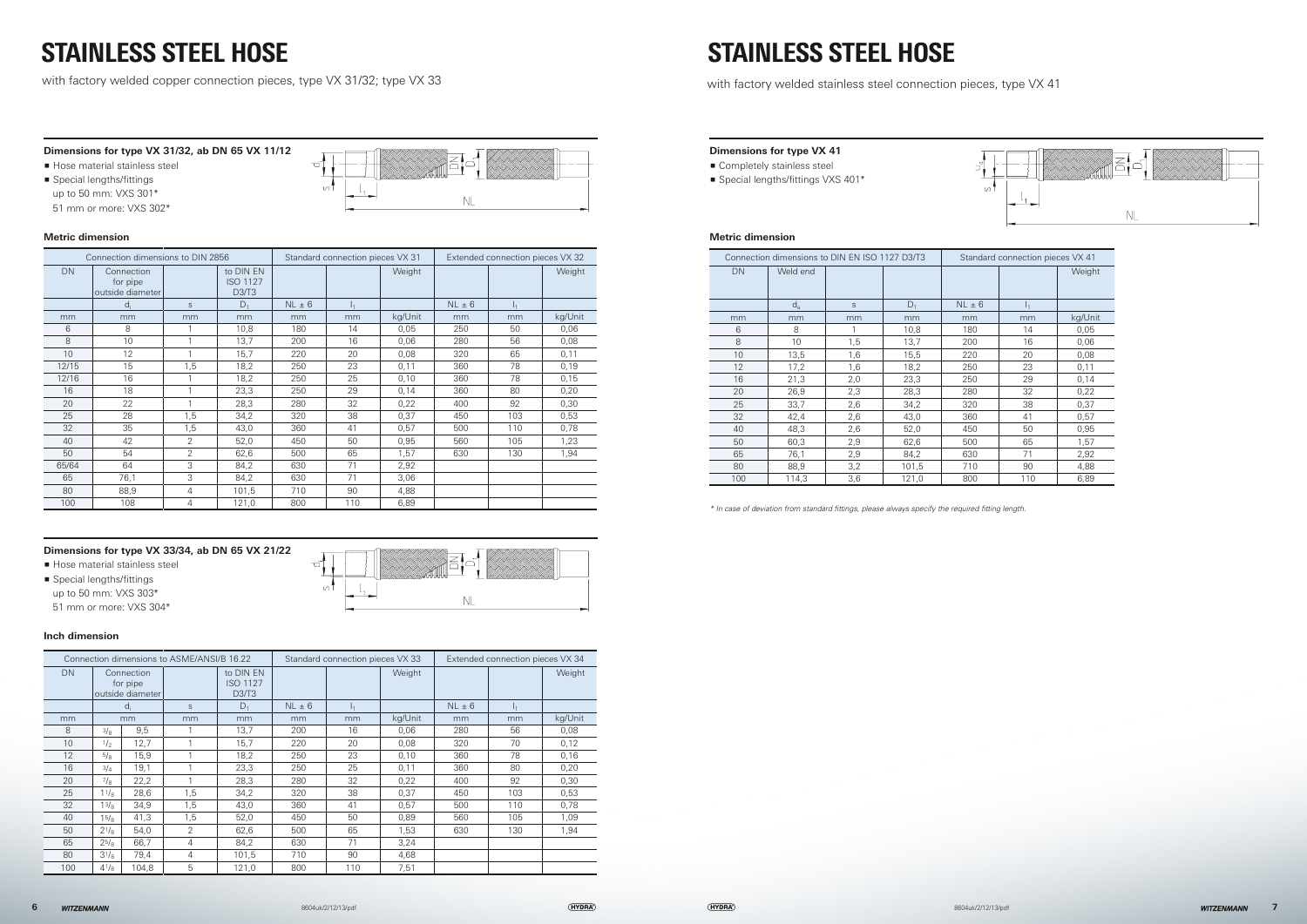# STAINLESS STEEL HOSE

with factory welded copper connection pieces, type VX 31/32; type VX 33

### Dimensions for type VX 31/32, ab DN 65 VX 11/12

- Hose material stainless steel
- Special lengths/fittings
  up to 50 mm: VXS 301*
  51 mm or more: VXS 302*

d
s
$l_1$
DN
$D_1$
NL

#### Metric dimension

| Connection dimensions to DIN 2856 | | | | Standard connection pieces VX 31 | | | Extended connection pieces VX 32 | | |
|---|---|---|---|---|---|---|---|---|---|
| DN | Connection for pipe outside diameter | | to DIN EN ISO 1127 D3/T3 | | | Weight | | | Weight |
| | $d_i$ | s | $D_1$ | NL ± 6 | $l_1$ | | NL ± 6 | $l_1$ | |
| mm | mm | mm | mm | mm | mm | kg/Unit | mm | mm | kg/Unit |
| 6 | 8 | 1 | 10,8 | 180 | 14 | 0,05 | 250 | 50 | 0,06 |
| 8 | 10 | 1 | 13,7 | 200 | 16 | 0,06 | 280 | 56 | 0,08 |
| 10 | 12 | 1 | 15,7 | 220 | 20 | 0,08 | 320 | 65 | 0,11 |
| 12/15 | 15 | 1,5 | 18,2 | 250 | 23 | 0,11 | 360 | 78 | 0,19 |
| 12/16 | 16 | 1 | 18,2 | 250 | 25 | 0,10 | 360 | 78 | 0,15 |
| 16 | 18 | 1 | 23,3 | 250 | 29 | 0,14 | 360 | 80 | 0,20 |
| 20 | 22 | 1 | 28,3 | 280 | 32 | 0,22 | 400 | 92 | 0,30 |
| 25 | 28 | 1,5 | 34,2 | 320 | 38 | 0,37 | 450 | 103 | 0,53 |
| 32 | 35 | 1,5 | 43,0 | 360 | 41 | 0,57 | 500 | 110 | 0,78 |
| 40 | 42 | 2 | 52,0 | 450 | 50 | 0,95 | 560 | 105 | 1,23 |
| 50 | 54 | 2 | 62,6 | 500 | 65 | 1,57 | 630 | 130 | 1,94 |
| 65/64 | 64 | 3 | 84,2 | 630 | 71 | 2,92 | | | |
| 65 | 76,1 | 3 | 84,2 | 630 | 71 | 3,06 | | | |
| 80 | 88,9 | 4 | 101,5 | 710 | 90 | 4,88 | | | |
| 100 | 108 | 4 | 121,0 | 800 | 110 | 6,89 | | | |

### Dimensions for type VX 33/34, ab DN 65 VX 21/22

- Hose material stainless steel
- Special lengths/fittings
  up to 50 mm: VXS 303*
  51 mm or more: VXS 304*

d
s
$l_1$
DN
$D_1$
NL

#### Inch dimension

| Connection dimensions to ASME/ANSI/B 16.22 | | | | | Standard connection pieces VX 33 | | | Extended connection pieces VX 34 | | |
|---|---|---|---|---|---|---|---|---|---|---|
| DN | Connection for pipe outside diameter | | | to DIN EN ISO 1127 D3/T3 | | | Weight | | | Weight |
| | $d_i$ | | s | $D_1$ | NL ± 6 | $l_1$ | | NL ± 6 | $l_1$ | |
| mm | mm | | mm | mm | mm | mm | kg/Unit | mm | mm | kg/Unit |
| 8 | 3/8 | 9,5 | 1 | 13,7 | 200 | 16 | 0,06 | 280 | 56 | 0,08 |
| 10 | 1/2 | 12,7 | 1 | 15,7 | 220 | 20 | 0,08 | 320 | 70 | 0,12 |
| 12 | 5/8 | 15,9 | 1 | 18,2 | 250 | 23 | 0,10 | 360 | 78 | 0,16 |
| 16 | 3/4 | 19,1 | 1 | 23,3 | 250 | 25 | 0,11 | 360 | 80 | 0,20 |
| 20 | 7/8 | 22,2 | 1 | 28,3 | 280 | 32 | 0,22 | 400 | 92 | 0,30 |
| 25 | 1 1/8 | 28,6 | 1,5 | 34,2 | 320 | 38 | 0,37 | 450 | 103 | 0,53 |
| 32 | 1 3/8 | 34,9 | 1,5 | 43,0 | 360 | 41 | 0,57 | 500 | 110 | 0,78 |
| 40 | 1 5/8 | 41,3 | 1,5 | 52,0 | 450 | 50 | 0,89 | 560 | 105 | 1,09 |
| 50 | 2 1/8 | 54,0 | 2 | 62,6 | 500 | 65 | 1,53 | 630 | 130 | 1,94 |
| 65 | 2 5/8 | 66,7 | 4 | 84,2 | 630 | 71 | 3,24 | | | |
| 80 | 3 1/8 | 79,4 | 4 | 101,5 | 710 | 90 | 4,68 | | | |
| 100 | 4 1/8 | 104,8 | 5 | 121,0 | 800 | 110 | 7,51 | | | |

# STAINLESS STEEL HOSE

with factory welded stainless steel connection pieces, type VX 41

### Dimensions for type VX 41

- Completely stainless steel
- Special lengths/fittings VXS 401*

$d_a$
s
$l_1$
DN
$D_1$
NL

#### Metric dimension

| Connection dimensions to DIN EN ISO 1127 D3/T3 | | | | Standard connection pieces VX 41 | | |
|---|---|---|---|---|---|---|
| DN | Weld end | | | | | Weight |
| | $d_a$ | s | $D_1$ | NL ± 6 | $l_1$ | |
| mm | mm | mm | mm | mm | mm | kg/Unit |
| 6 | 8 | 1 | 10,8 | 180 | 14 | 0,05 |
| 8 | 10 | 1,5 | 13,7 | 200 | 16 | 0,06 |
| 10 | 13,5 | 1,6 | 15,5 | 220 | 20 | 0,08 |
| 12 | 17,2 | 1,6 | 18,2 | 250 | 23 | 0,11 |
| 16 | 21,3 | 2,0 | 23,3 | 250 | 29 | 0,14 |
| 20 | 26,9 | 2,3 | 28,3 | 280 | 32 | 0,22 |
| 25 | 33,7 | 2,6 | 34,2 | 320 | 38 | 0,37 |
| 32 | 42,4 | 2,6 | 43,0 | 360 | 41 | 0,57 |
| 40 | 48,3 | 2,6 | 52,0 | 450 | 50 | 0,95 |
| 50 | 60,3 | 2,9 | 62,6 | 500 | 65 | 1,57 |
| 65 | 76,1 | 2,9 | 84,2 | 630 | 71 | 2,92 |
| 80 | 88,9 | 3,2 | 101,5 | 710 | 90 | 4,88 |
| 100 | 114,3 | 3,6 | 121,0 | 800 | 110 | 6,89 |

*\* In case of deviation from standard fittings, please always specify the required fitting length.*